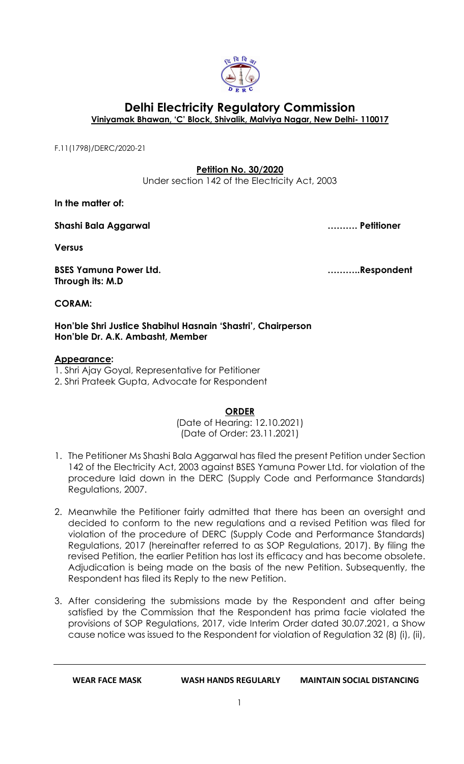# Delhi Electricity Regulatory Commission

**Viniyamak Bhawan, 'C' Block, Shivalik, Malviya Nagar, New Delhi- 110017**

F.11(1798)/DERC/2020-21

**Petition No. 30/2020**

Under section 142 of the Electricity Act, 2003

**In the matter of:**

**Shashi Bala Aggarwal ………. Petitioner**

**Versus**

**BSES Yamuna Power Ltd. ………..Respondent**
**Through its: M.D**

**CORAM:**

**Hon'ble Shri Justice Shabihul Hasnain 'Shastri', Chairperson**
**Hon'ble Dr. A.K. Ambasht, Member**

**Appearance:**

1. Shri Ajay Goyal, Representative for Petitioner
2. Shri Prateek Gupta, Advocate for Respondent

**ORDER**

(Date of Hearing: 12.10.2021)
(Date of Order: 23.11.2021)

1. The Petitioner Ms Shashi Bala Aggarwal has filed the present Petition under Section 142 of the Electricity Act, 2003 against BSES Yamuna Power Ltd. for violation of the procedure laid down in the DERC (Supply Code and Performance Standards) Regulations, 2007.

2. Meanwhile the Petitioner fairly admitted that there has been an oversight and decided to conform to the new regulations and a revised Petition was filed for violation of the procedure of DERC (Supply Code and Performance Standards) Regulations, 2017 (hereinafter referred to as SOP Regulations, 2017). By filing the revised Petition, the earlier Petition has lost its efficacy and has become obsolete. Adjudication is being made on the basis of the new Petition. Subsequently, the Respondent has filed its Reply to the new Petition.

3. After considering the submissions made by the Respondent and after being satisfied by the Commission that the Respondent has prima facie violated the provisions of SOP Regulations, 2017, vide Interim Order dated 30.07.2021, a Show cause notice was issued to the Respondent for violation of Regulation 32 (8) (i), (ii),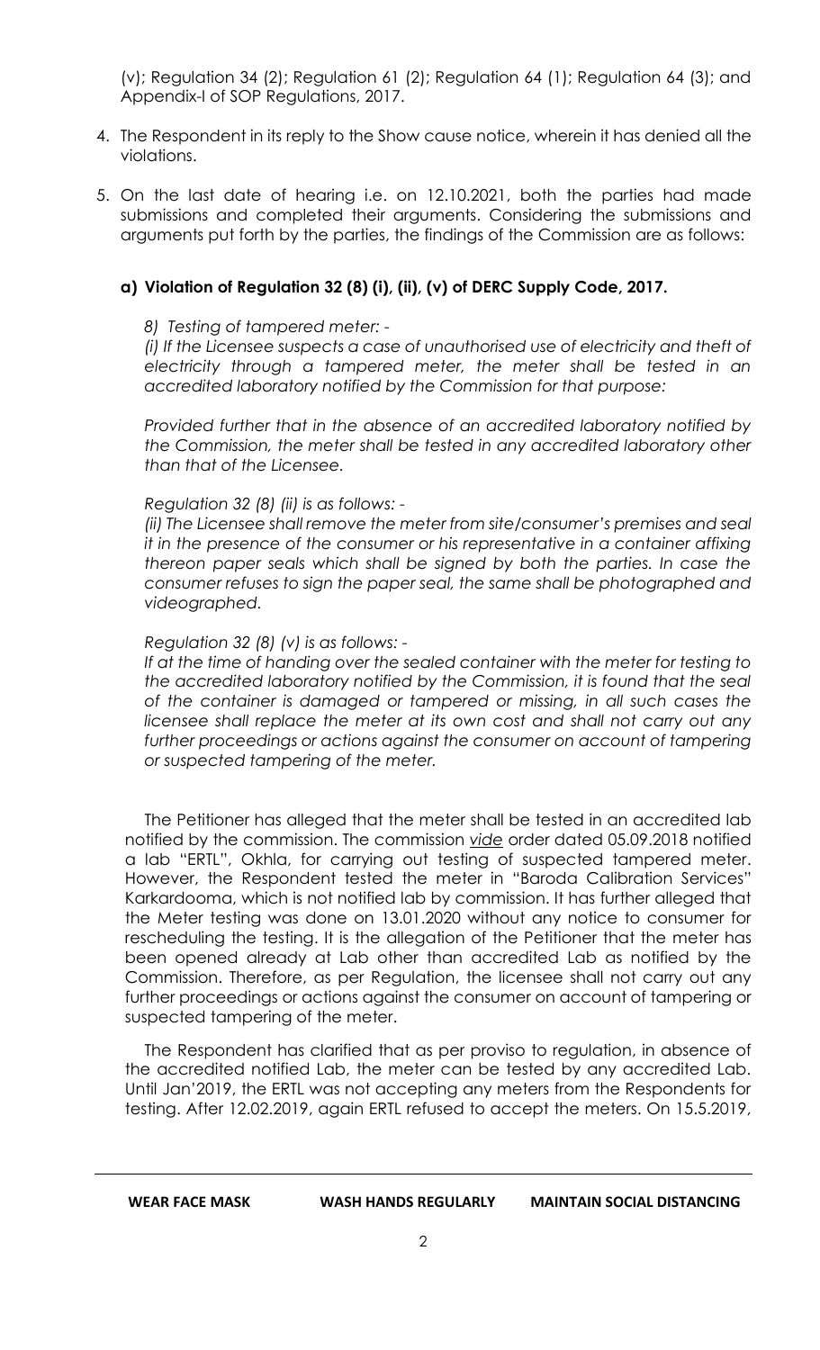(v); Regulation 34 (2); Regulation 61 (2); Regulation 64 (1); Regulation 64 (3); and Appendix-I of SOP Regulations, 2017.

4. The Respondent in its reply to the Show cause notice, wherein it has denied all the violations.

5. On the last date of hearing i.e. on 12.10.2021, both the parties had made submissions and completed their arguments. Considering the submissions and arguments put forth by the parties, the findings of the Commission are as follows:

### a) Violation of Regulation 32 (8) (i), (ii), (v) of DERC Supply Code, 2017.

*8) Testing of tampered meter: -*

*(i) If the Licensee suspects a case of unauthorised use of electricity and theft of electricity through a tampered meter, the meter shall be tested in an accredited laboratory notified by the Commission for that purpose:*

*Provided further that in the absence of an accredited laboratory notified by the Commission, the meter shall be tested in any accredited laboratory other than that of the Licensee.*

*Regulation 32 (8) (ii) is as follows: -*

*(ii) The Licensee shall remove the meter from site/consumer's premises and seal it in the presence of the consumer or his representative in a container affixing thereon paper seals which shall be signed by both the parties. In case the consumer refuses to sign the paper seal, the same shall be photographed and videographed.*

*Regulation 32 (8) (v) is as follows: -*

*If at the time of handing over the sealed container with the meter for testing to the accredited laboratory notified by the Commission, it is found that the seal of the container is damaged or tampered or missing, in all such cases the licensee shall replace the meter at its own cost and shall not carry out any further proceedings or actions against the consumer on account of tampering or suspected tampering of the meter.*

The Petitioner has alleged that the meter shall be tested in an accredited lab notified by the commission. The commission *vide* order dated 05.09.2018 notified a lab "ERTL", Okhla, for carrying out testing of suspected tampered meter. However, the Respondent tested the meter in "Baroda Calibration Services" Karkardooma, which is not notified lab by commission. It has further alleged that the Meter testing was done on 13.01.2020 without any notice to consumer for rescheduling the testing. It is the allegation of the Petitioner that the meter has been opened already at Lab other than accredited Lab as notified by the Commission. Therefore, as per Regulation, the licensee shall not carry out any further proceedings or actions against the consumer on account of tampering or suspected tampering of the meter.

The Respondent has clarified that as per proviso to regulation, in absence of the accredited notified Lab, the meter can be tested by any accredited Lab. Until Jan'2019, the ERTL was not accepting any meters from the Respondents for testing. After 12.02.2019, again ERTL refused to accept the meters. On 15.5.2019,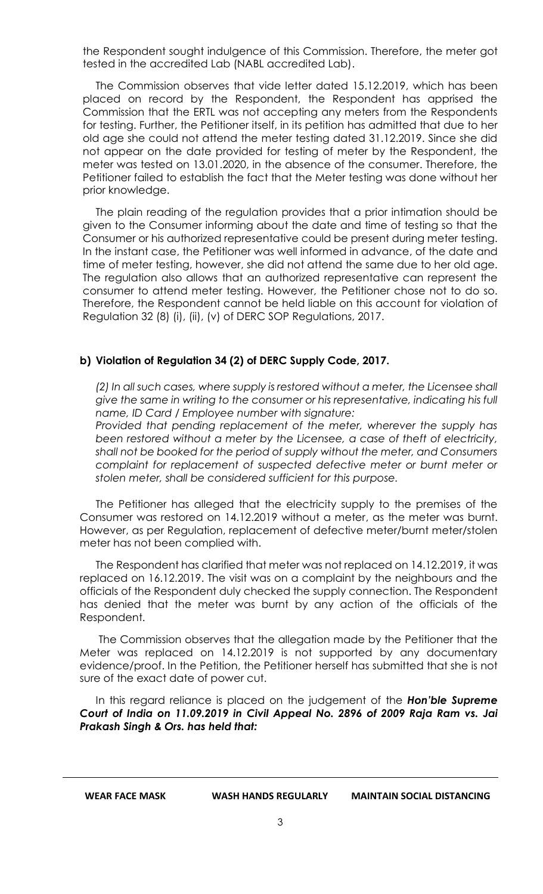the Respondent sought indulgence of this Commission. Therefore, the meter got tested in the accredited Lab (NABL accredited Lab).

The Commission observes that vide letter dated 15.12.2019, which has been placed on record by the Respondent, the Respondent has apprised the Commission that the ERTL was not accepting any meters from the Respondents for testing. Further, the Petitioner itself, in its petition has admitted that due to her old age she could not attend the meter testing dated 31.12.2019. Since she did not appear on the date provided for testing of meter by the Respondent, the meter was tested on 13.01.2020, in the absence of the consumer. Therefore, the Petitioner failed to establish the fact that the Meter testing was done without her prior knowledge.

The plain reading of the regulation provides that a prior intimation should be given to the Consumer informing about the date and time of testing so that the Consumer or his authorized representative could be present during meter testing. In the instant case, the Petitioner was well informed in advance, of the date and time of meter testing, however, she did not attend the same due to her old age. The regulation also allows that an authorized representative can represent the consumer to attend meter testing. However, the Petitioner chose not to do so. Therefore, the Respondent cannot be held liable on this account for violation of Regulation 32 (8) (i), (ii), (v) of DERC SOP Regulations, 2017.

**b) Violation of Regulation 34 (2) of DERC Supply Code, 2017.**

*(2) In all such cases, where supply is restored without a meter, the Licensee shall give the same in writing to the consumer or his representative, indicating his full name, ID Card / Employee number with signature:*

*Provided that pending replacement of the meter, wherever the supply has been restored without a meter by the Licensee, a case of theft of electricity, shall not be booked for the period of supply without the meter, and Consumers complaint for replacement of suspected defective meter or burnt meter or stolen meter, shall be considered sufficient for this purpose.*

The Petitioner has alleged that the electricity supply to the premises of the Consumer was restored on 14.12.2019 without a meter, as the meter was burnt. However, as per Regulation, replacement of defective meter/burnt meter/stolen meter has not been complied with.

The Respondent has clarified that meter was not replaced on 14.12.2019, it was replaced on 16.12.2019. The visit was on a complaint by the neighbours and the officials of the Respondent duly checked the supply connection. The Respondent has denied that the meter was burnt by any action of the officials of the Respondent.

The Commission observes that the allegation made by the Petitioner that the Meter was replaced on 14.12.2019 is not supported by any documentary evidence/proof. In the Petition, the Petitioner herself has submitted that she is not sure of the exact date of power cut.

In this regard reliance is placed on the judgement of the ***Hon'ble Supreme Court of India on 11.09.2019 in Civil Appeal No. 2896 of 2009 Raja Ram vs. Jai Prakash Singh & Ors. has held that:***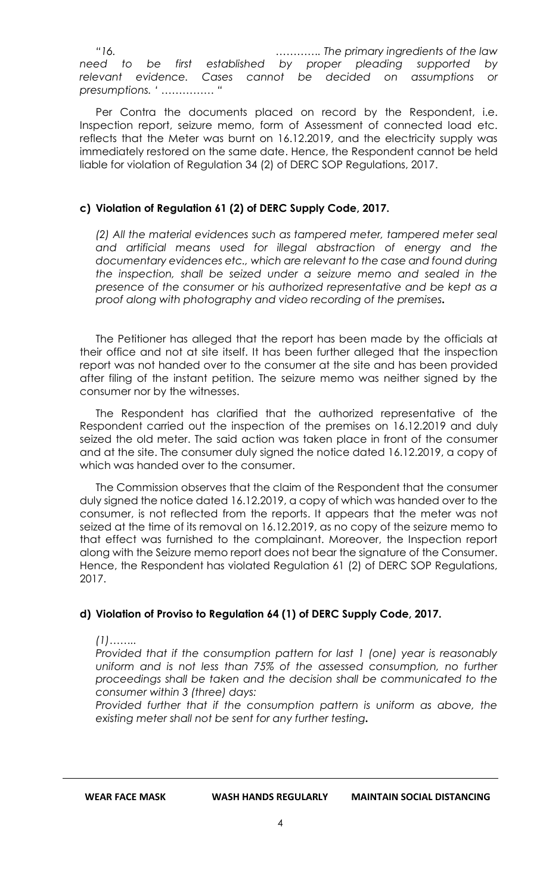*"16. …………. The primary ingredients of the law need to be first established by proper pleading supported by relevant evidence. Cases cannot be decided on assumptions or presumptions. ' …………… "*

Per Contra the documents placed on record by the Respondent, i.e. Inspection report, seizure memo, form of Assessment of connected load etc. reflects that the Meter was burnt on 16.12.2019, and the electricity supply was immediately restored on the same date. Hence, the Respondent cannot be held liable for violation of Regulation 34 (2) of DERC SOP Regulations, 2017.

#### c) Violation of Regulation 61 (2) of DERC Supply Code, 2017.

*(2) All the material evidences such as tampered meter, tampered meter seal and artificial means used for illegal abstraction of energy and the documentary evidences etc., which are relevant to the case and found during the inspection, shall be seized under a seizure memo and sealed in the presence of the consumer or his authorized representative and be kept as a proof along with photography and video recording of the premises.*

The Petitioner has alleged that the report has been made by the officials at their office and not at site itself. It has been further alleged that the inspection report was not handed over to the consumer at the site and has been provided after filing of the instant petition. The seizure memo was neither signed by the consumer nor by the witnesses.

The Respondent has clarified that the authorized representative of the Respondent carried out the inspection of the premises on 16.12.2019 and duly seized the old meter. The said action was taken place in front of the consumer and at the site. The consumer duly signed the notice dated 16.12.2019, a copy of which was handed over to the consumer.

The Commission observes that the claim of the Respondent that the consumer duly signed the notice dated 16.12.2019, a copy of which was handed over to the consumer, is not reflected from the reports. It appears that the meter was not seized at the time of its removal on 16.12.2019, as no copy of the seizure memo to that effect was furnished to the complainant. Moreover, the Inspection report along with the Seizure memo report does not bear the signature of the Consumer. Hence, the Respondent has violated Regulation 61 (2) of DERC SOP Regulations, 2017.

#### d) Violation of Proviso to Regulation 64 (1) of DERC Supply Code, 2017.

*(1)……..*
*Provided that if the consumption pattern for last 1 (one) year is reasonably uniform and is not less than 75% of the assessed consumption, no further proceedings shall be taken and the decision shall be communicated to the consumer within 3 (three) days:*
*Provided further that if the consumption pattern is uniform as above, the existing meter shall not be sent for any further testing.*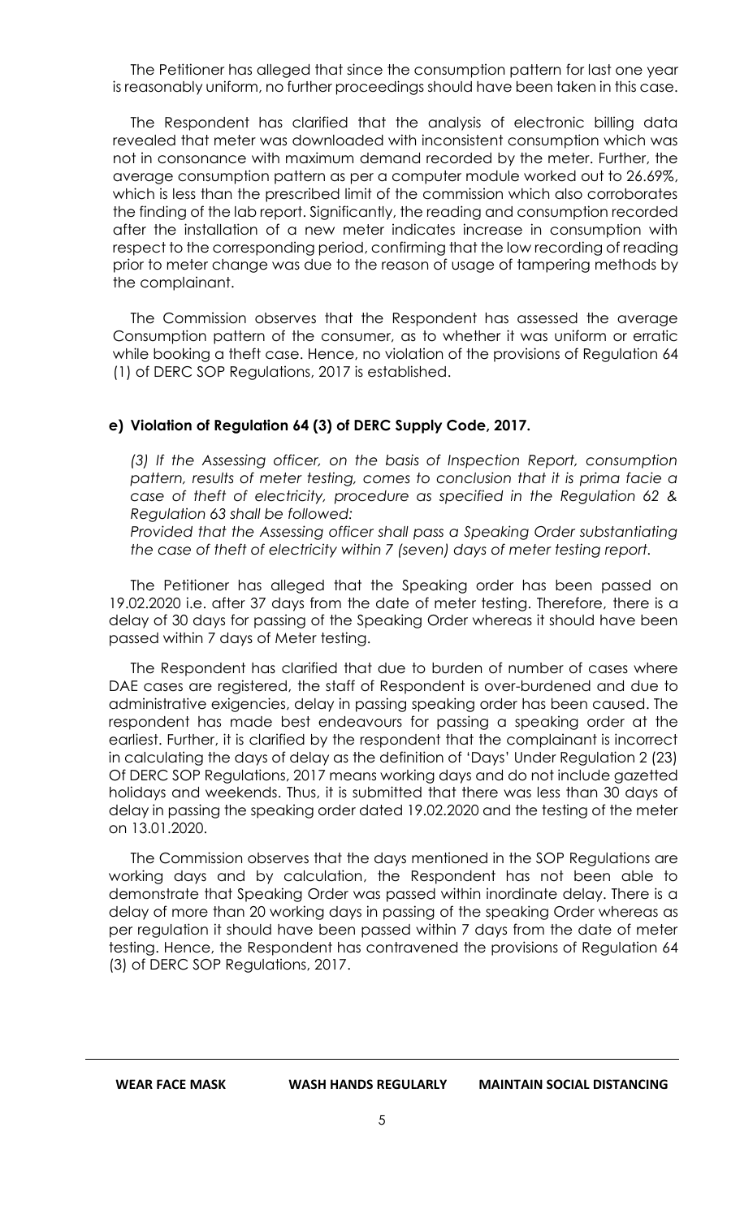The Petitioner has alleged that since the consumption pattern for last one year is reasonably uniform, no further proceedings should have been taken in this case.

The Respondent has clarified that the analysis of electronic billing data revealed that meter was downloaded with inconsistent consumption which was not in consonance with maximum demand recorded by the meter. Further, the average consumption pattern as per a computer module worked out to 26.69%, which is less than the prescribed limit of the commission which also corroborates the finding of the lab report. Significantly, the reading and consumption recorded after the installation of a new meter indicates increase in consumption with respect to the corresponding period, confirming that the low recording of reading prior to meter change was due to the reason of usage of tampering methods by the complainant.

The Commission observes that the Respondent has assessed the average Consumption pattern of the consumer, as to whether it was uniform or erratic while booking a theft case. Hence, no violation of the provisions of Regulation 64 (1) of DERC SOP Regulations, 2017 is established.

**e) Violation of Regulation 64 (3) of DERC Supply Code, 2017.**

*(3) If the Assessing officer, on the basis of Inspection Report, consumption pattern, results of meter testing, comes to conclusion that it is prima facie a case of theft of electricity, procedure as specified in the Regulation 62 & Regulation 63 shall be followed:*

*Provided that the Assessing officer shall pass a Speaking Order substantiating the case of theft of electricity within 7 (seven) days of meter testing report.*

The Petitioner has alleged that the Speaking order has been passed on 19.02.2020 i.e. after 37 days from the date of meter testing. Therefore, there is a delay of 30 days for passing of the Speaking Order whereas it should have been passed within 7 days of Meter testing.

The Respondent has clarified that due to burden of number of cases where DAE cases are registered, the staff of Respondent is over-burdened and due to administrative exigencies, delay in passing speaking order has been caused. The respondent has made best endeavours for passing a speaking order at the earliest. Further, it is clarified by the respondent that the complainant is incorrect in calculating the days of delay as the definition of 'Days' Under Regulation 2 (23) Of DERC SOP Regulations, 2017 means working days and do not include gazetted holidays and weekends. Thus, it is submitted that there was less than 30 days of delay in passing the speaking order dated 19.02.2020 and the testing of the meter on 13.01.2020.

The Commission observes that the days mentioned in the SOP Regulations are working days and by calculation, the Respondent has not been able to demonstrate that Speaking Order was passed within inordinate delay. There is a delay of more than 20 working days in passing of the speaking Order whereas as per regulation it should have been passed within 7 days from the date of meter testing. Hence, the Respondent has contravened the provisions of Regulation 64 (3) of DERC SOP Regulations, 2017.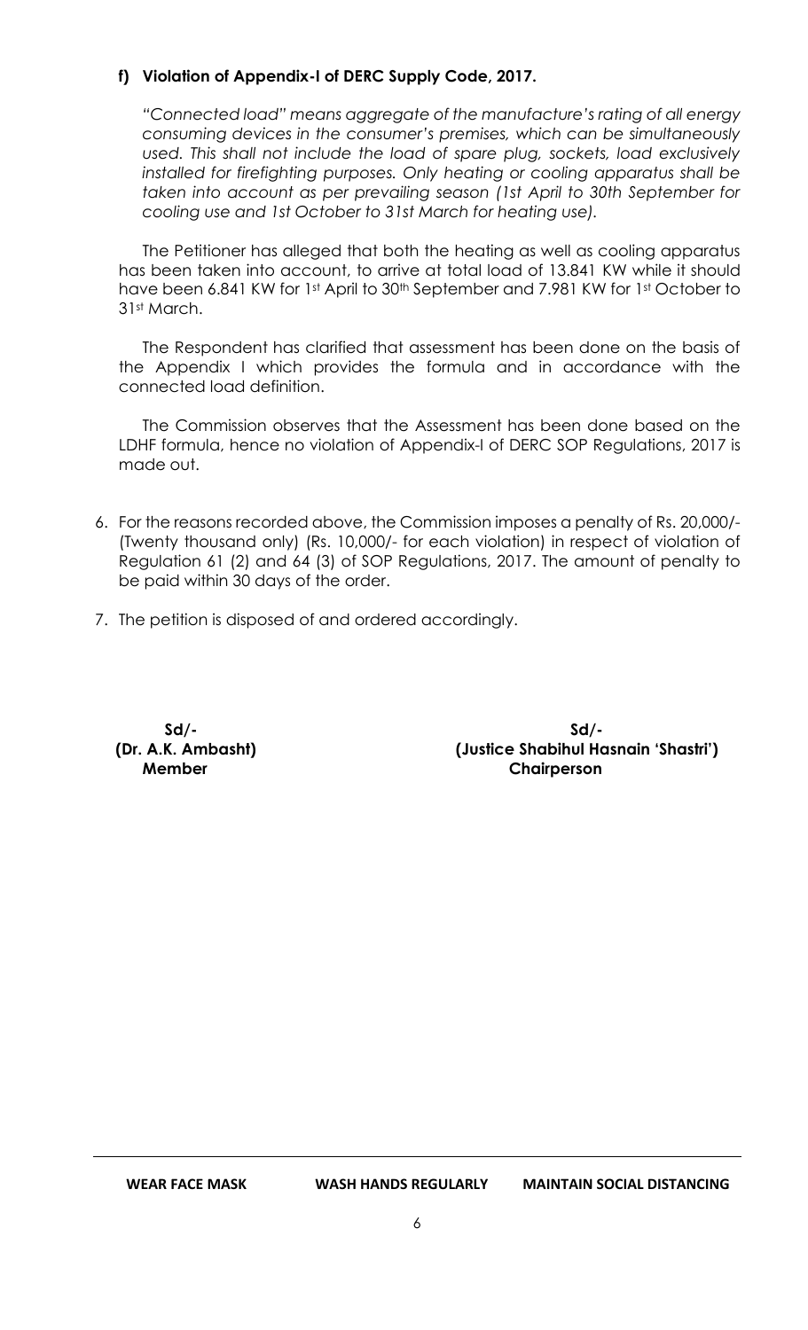**f) Violation of Appendix-I of DERC Supply Code, 2017.**

*"Connected load" means aggregate of the manufacture's rating of all energy consuming devices in the consumer's premises, which can be simultaneously used. This shall not include the load of spare plug, sockets, load exclusively installed for firefighting purposes. Only heating or cooling apparatus shall be taken into account as per prevailing season (1st April to 30th September for cooling use and 1st October to 31st March for heating use).*

The Petitioner has alleged that both the heating as well as cooling apparatus has been taken into account, to arrive at total load of 13.841 KW while it should have been 6.841 KW for 1st April to 30th September and 7.981 KW for 1st October to 31st March.

The Respondent has clarified that assessment has been done on the basis of the Appendix I which provides the formula and in accordance with the connected load definition.

The Commission observes that the Assessment has been done based on the LDHF formula, hence no violation of Appendix-I of DERC SOP Regulations, 2017 is made out.

6. For the reasons recorded above, the Commission imposes a penalty of Rs. 20,000/- (Twenty thousand only) (Rs. 10,000/- for each violation) in respect of violation of Regulation 61 (2) and 64 (3) of SOP Regulations, 2017. The amount of penalty to be paid within 30 days of the order.

7. The petition is disposed of and ordered accordingly.

**Sd/-**
**(Dr. A.K. Ambasht)**
**Member**

**Sd/-**
**(Justice Shabihul Hasnain 'Shastri')**
**Chairperson**

**WEAR FACE MASK WASH HANDS REGULARLY MAINTAIN SOCIAL DISTANCING**